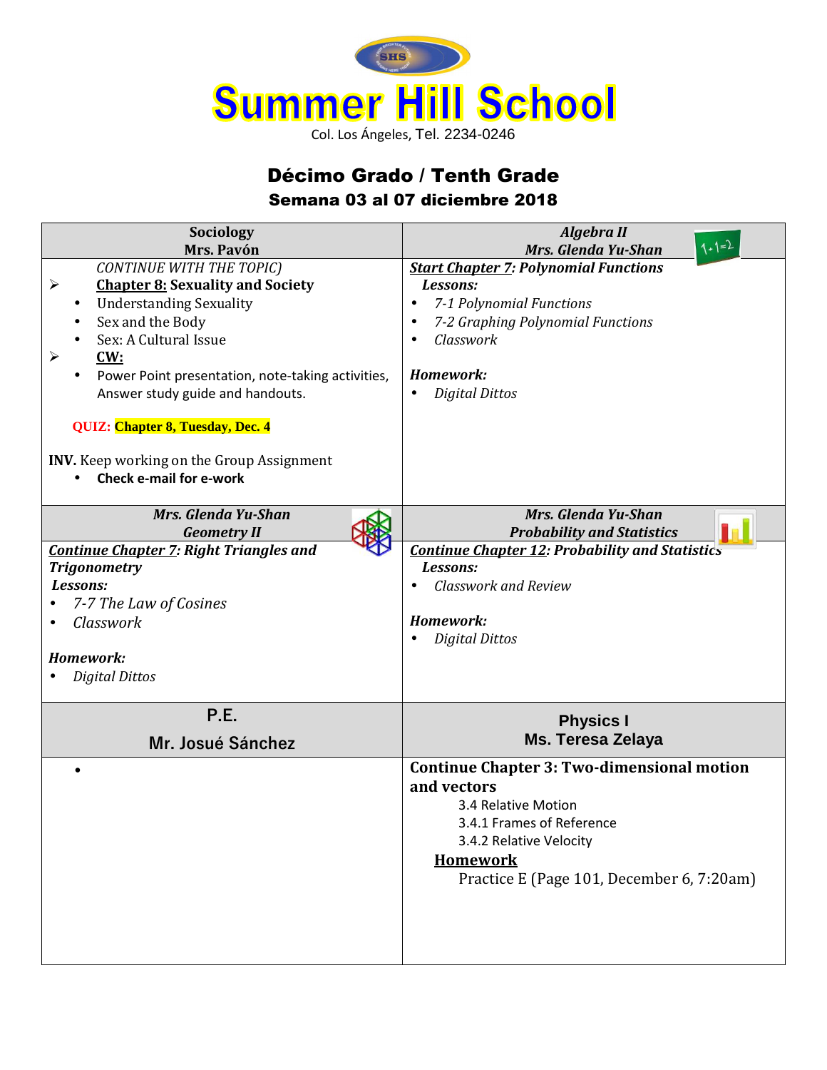# Summer Hill School

Col. Los Ángeles, Tel. 2234-0246

## Décimo Grado / Tenth Grade

### Semana 03 al 07 diciembre 2018

## Sociology — Mrs. Pavón

*CONTINUE WITH THE TOPIC)*

- **Chapter 8: Sexuality and Society**
  - Understanding Sexuality
  - Sex and the Body
  - Sex: A Cultural Issue
- **CW:**
  - Power Point presentation, note-taking activities, Answer study guide and handouts.

**QUIZ: Chapter 8, Tuesday, Dec. 4**

**INV.** Keep working on the Group Assignment

- **Check e-mail for e-work**

## Algebra II — Mrs. Glenda Yu-Shan

***Start Chapter 7: Polynomial Functions***

***Lessons:***

- *7-1 Polynomial Functions*
- *7-2 Graphing Polynomial Functions*
- *Classwork*

***Homework:***

- *Digital Dittos*

## Geometry II — Mrs. Glenda Yu-Shan

***Continue Chapter 7: Right Triangles and Trigonometry***

***Lessons:***

- *7-7 The Law of Cosines*
- *Classwork*

***Homework:***

- *Digital Dittos*

## Probability and Statistics — Mrs. Glenda Yu-Shan

***Continue Chapter 12: Probability and Statistics***

***Lessons:***

- *Classwork and Review*

***Homework:***

- *Digital Dittos*

## P.E. — Mr. Josué Sánchez

- 

## Physics I — Ms. Teresa Zelaya

**Continue Chapter 3: Two-dimensional motion and vectors**

3.4 Relative Motion

3.4.1 Frames of Reference

3.4.2 Relative Velocity

**Homework**

Practice E (Page 101, December 6, 7:20am)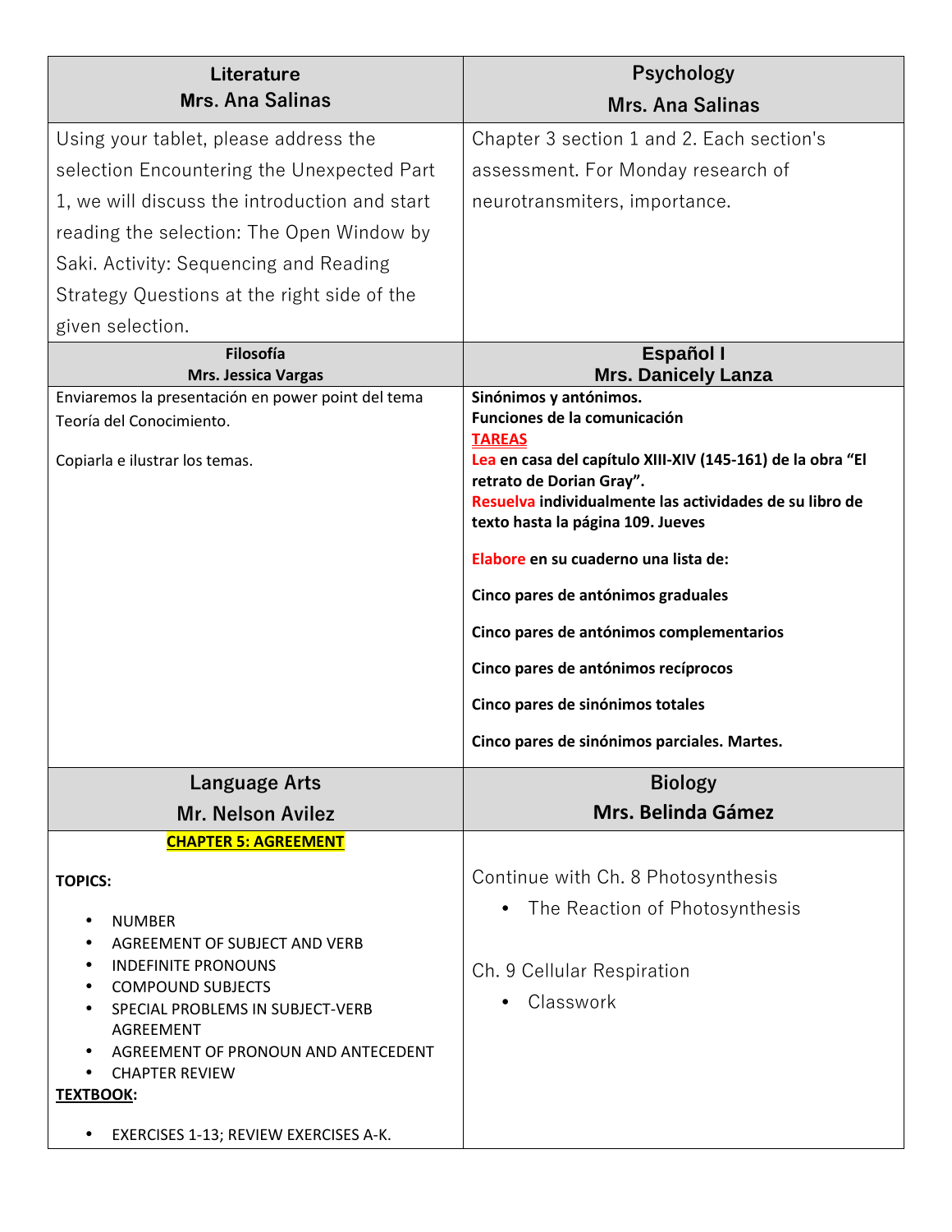| Literature<br>Mrs. Ana Salinas | Psychology<br>Mrs. Ana Salinas |
|---|---|
| Using your tablet, please address the selection Encountering the Unexpected Part 1, we will discuss the introduction and start reading the selection: The Open Window by Saki. Activity: Sequencing and Reading Strategy Questions at the right side of the given selection. | Chapter 3 section 1 and 2. Each section's assessment. For Monday research of neurotransmiters, importance. |
| **Filosofía<br>Mrs. Jessica Vargas** | **Español I<br>Mrs. Danicely Lanza** |
| Enviaremos la presentación en power point del tema Teoría del Conocimiento.<br><br>Copiarla e ilustrar los temas. | **Sinónimos y antónimos.**<br>**Funciones de la comunicación**<br>**TAREAS**<br>**Lea en casa del capítulo XIII-XIV (145-161) de la obra "El retrato de Dorian Gray".**<br>**Resuelva individualmente las actividades de su libro de texto hasta la página 109. Jueves**<br><br>**Elabore en su cuaderno una lista de:**<br><br>**Cinco pares de antónimos graduales**<br><br>**Cinco pares de antónimos complementarios**<br><br>**Cinco pares de antónimos recíprocos**<br><br>**Cinco pares de sinónimos totales**<br><br>**Cinco pares de sinónimos parciales. Martes.** |
| **Language Arts<br>Mr. Nelson Avilez** | **Biology<br>Mrs. Belinda Gámez** |
| **CHAPTER 5: AGREEMENT**<br><br>**TOPICS:**<br><br>• NUMBER<br>• AGREEMENT OF SUBJECT AND VERB<br>• INDEFINITE PRONOUNS<br>• COMPOUND SUBJECTS<br>• SPECIAL PROBLEMS IN SUBJECT-VERB AGREEMENT<br>• AGREEMENT OF PRONOUN AND ANTECEDENT<br>• CHAPTER REVIEW<br>**TEXTBOOK:**<br><br>• EXERCISES 1-13; REVIEW EXERCISES A-K. | Continue with Ch. 8 Photosynthesis<br>• The Reaction of Photosynthesis<br><br>Ch. 9 Cellular Respiration<br>• Classwork |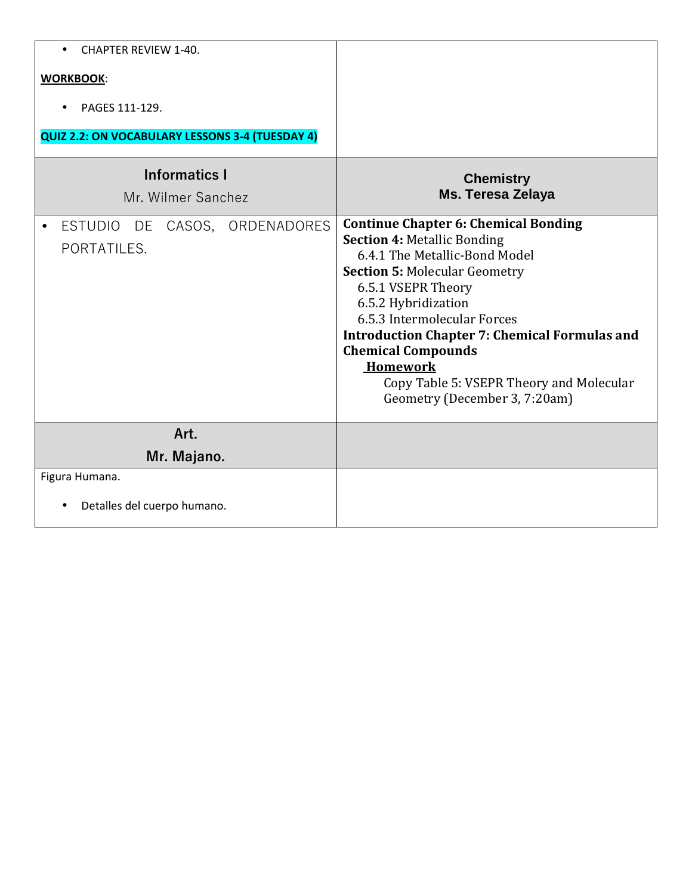| | |
|---|---|
| • CHAPTER REVIEW 1-40.<br><br>**WORKBOOK**:<br><br>• PAGES 111-129.<br><br>**QUIZ 2.2: ON VOCABULARY LESSONS 3-4 (TUESDAY 4)** | |
| **Informatics I**<br>Mr. Wilmer Sanchez | **Chemistry**<br>**Ms. Teresa Zelaya** |
| • ESTUDIO DE CASOS, ORDENADORES PORTATILES. | **Continue Chapter 6: Chemical Bonding**<br>**Section 4:** Metallic Bonding<br>6.4.1 The Metallic-Bond Model<br>**Section 5:** Molecular Geometry<br>6.5.1 VSEPR Theory<br>6.5.2 Hybridization<br>6.5.3 Intermolecular Forces<br>**Introduction Chapter 7: Chemical Formulas and Chemical Compounds**<br>**Homework**<br>Copy Table 5: VSEPR Theory and Molecular Geometry (December 3, 7:20am) |
| **Art.**<br>**Mr. Majano.** | |
| Figura Humana.<br><br>• Detalles del cuerpo humano. | |